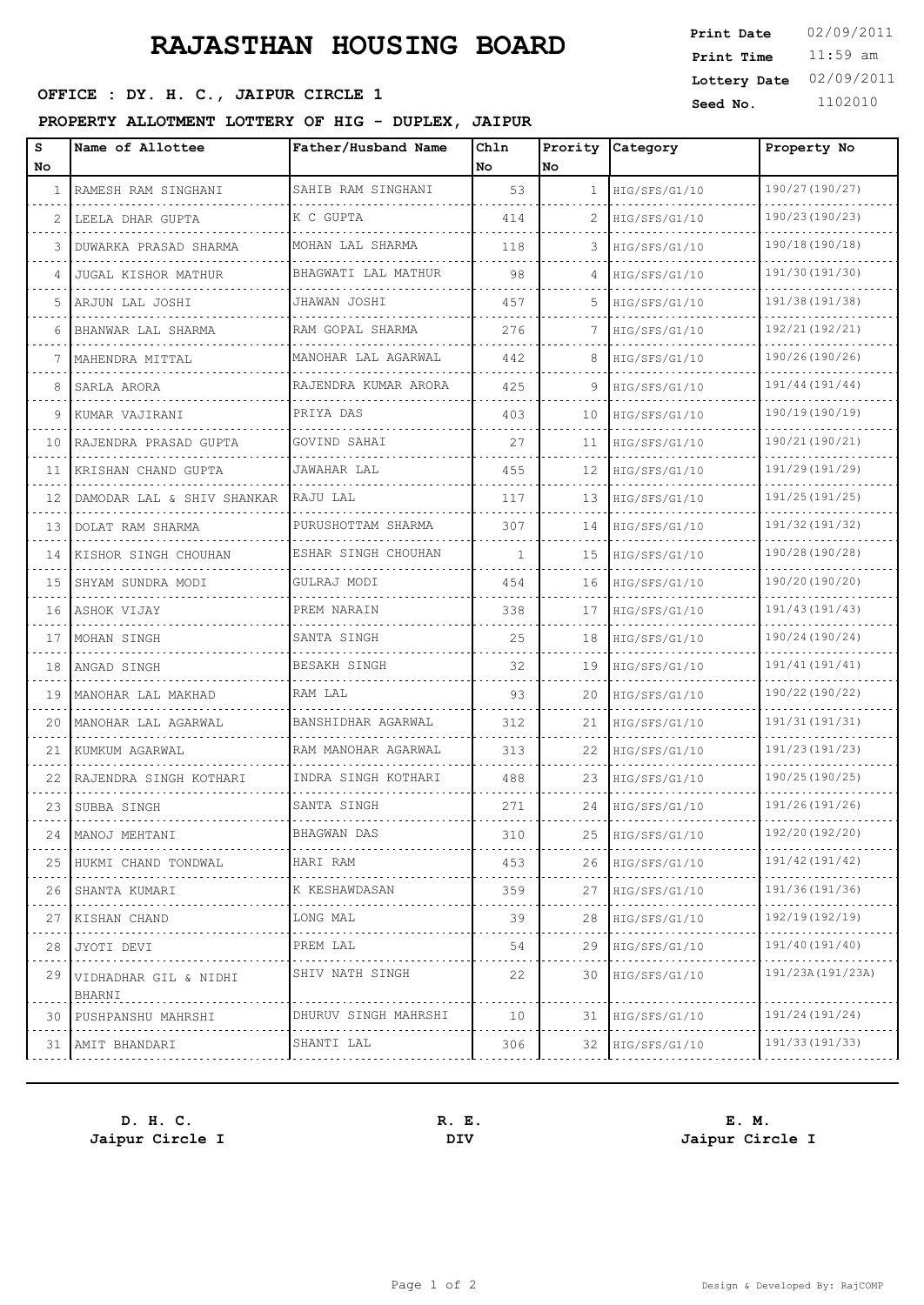# RAJASTHAN HOUSING BOARD

**Print Date** 02/09/2011
**Print Time** 11:59 am
**Lottery Date** 02/09/2011
**Seed No.** 1102010

**OFFICE : DY. H. C., JAIPUR CIRCLE 1**

**PROPERTY ALLOTMENT LOTTERY OF HIG - DUPLEX, JAIPUR**

| S No | Name of Allottee | Father/Husband Name | Chln No | Prority No | Category | Property No |
|---|---|---|---|---|---|---|
| 1 | RAMESH RAM SINGHANI | SAHIB RAM SINGHANI | 53 | 1 | HIG/SFS/G1/10 | 190/27(190/27) |
| 2 | LEELA DHAR GUPTA | K C GUPTA | 414 | 2 | HIG/SFS/G1/10 | 190/23(190/23) |
| 3 | DUWARKA PRASAD SHARMA | MOHAN LAL SHARMA | 118 | 3 | HIG/SFS/G1/10 | 190/18(190/18) |
| 4 | JUGAL KISHOR MATHUR | BHAGWATI LAL MATHUR | 98 | 4 | HIG/SFS/G1/10 | 191/30(191/30) |
| 5 | ARJUN LAL JOSHI | JHAWAN JOSHI | 457 | 5 | HIG/SFS/G1/10 | 191/38(191/38) |
| 6 | BHANWAR LAL SHARMA | RAM GOPAL SHARMA | 276 | 7 | HIG/SFS/G1/10 | 192/21(192/21) |
| 7 | MAHENDRA MITTAL | MANOHAR LAL AGARWAL | 442 | 8 | HIG/SFS/G1/10 | 190/26(190/26) |
| 8 | SARLA ARORA | RAJENDRA KUMAR ARORA | 425 | 9 | HIG/SFS/G1/10 | 191/44(191/44) |
| 9 | KUMAR VAJIRANI | PRIYA DAS | 403 | 10 | HIG/SFS/G1/10 | 190/19(190/19) |
| 10 | RAJENDRA PRASAD GUPTA | GOVIND SAHAI | 27 | 11 | HIG/SFS/G1/10 | 190/21(190/21) |
| 11 | KRISHAN CHAND GUPTA | JAWAHAR LAL | 455 | 12 | HIG/SFS/G1/10 | 191/29(191/29) |
| 12 | DAMODAR LAL & SHIV SHANKAR | RAJU LAL | 117 | 13 | HIG/SFS/G1/10 | 191/25(191/25) |
| 13 | DOLAT RAM SHARMA | PURUSHOTTAM SHARMA | 307 | 14 | HIG/SFS/G1/10 | 191/32(191/32) |
| 14 | KISHOR SINGH CHOUHAN | ESHAR SINGH CHOUHAN | 1 | 15 | HIG/SFS/G1/10 | 190/28(190/28) |
| 15 | SHYAM SUNDRA MODI | GULRAJ MODI | 454 | 16 | HIG/SFS/G1/10 | 190/20(190/20) |
| 16 | ASHOK VIJAY | PREM NARAIN | 338 | 17 | HIG/SFS/G1/10 | 191/43(191/43) |
| 17 | MOHAN SINGH | SANTA SINGH | 25 | 18 | HIG/SFS/G1/10 | 190/24(190/24) |
| 18 | ANGAD SINGH | BESAKH SINGH | 32 | 19 | HIG/SFS/G1/10 | 191/41(191/41) |
| 19 | MANOHAR LAL MAKHAD | RAM LAL | 93 | 20 | HIG/SFS/G1/10 | 190/22(190/22) |
| 20 | MANOHAR LAL AGARWAL | BANSHIDHAR AGARWAL | 312 | 21 | HIG/SFS/G1/10 | 191/31(191/31) |
| 21 | KUMKUM AGARWAL | RAM MANOHAR AGARWAL | 313 | 22 | HIG/SFS/G1/10 | 191/23(191/23) |
| 22 | RAJENDRA SINGH KOTHARI | INDRA SINGH KOTHARI | 488 | 23 | HIG/SFS/G1/10 | 190/25(190/25) |
| 23 | SUBBA SINGH | SANTA SINGH | 271 | 24 | HIG/SFS/G1/10 | 191/26(191/26) |
| 24 | MANOJ MEHTANI | BHAGWAN DAS | 310 | 25 | HIG/SFS/G1/10 | 192/20(192/20) |
| 25 | HUKMI CHAND TONDWAL | HARI RAM | 453 | 26 | HIG/SFS/G1/10 | 191/42(191/42) |
| 26 | SHANTA KUMARI | K KESHAWDASAN | 359 | 27 | HIG/SFS/G1/10 | 191/36(191/36) |
| 27 | KISHAN CHAND | LONG MAL | 39 | 28 | HIG/SFS/G1/10 | 192/19(192/19) |
| 28 | JYOTI DEVI | PREM LAL | 54 | 29 | HIG/SFS/G1/10 | 191/40(191/40) |
| 29 | VIDHADHAR GIL & NIDHI BHARNI | SHIV NATH SINGH | 22 | 30 | HIG/SFS/G1/10 | 191/23A(191/23A) |
| 30 | PUSHPANSHU MAHRSHI | DHURUV SINGH MAHRSHI | 10 | 31 | HIG/SFS/G1/10 | 191/24(191/24) |
| 31 | AMIT BHANDARI | SHANTI LAL | 306 | 32 | HIG/SFS/G1/10 | 191/33(191/33) |

**D. H. C.**
**Jaipur Circle I**

**R. E.**
**DIV**

**E. M.**
**Jaipur Circle I**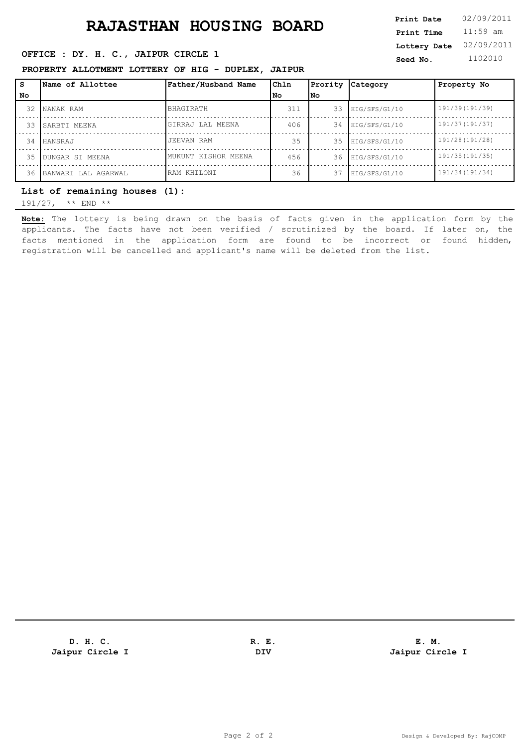# RAJASTHAN HOUSING BOARD

**Print Date** 02/09/2011
**Print Time** 11:59 am
**Lottery Date** 02/09/2011
**Seed No.** 1102010

**OFFICE : DY. H. C., JAIPUR CIRCLE 1**

**PROPERTY ALLOTMENT LOTTERY OF HIG - DUPLEX, JAIPUR**

| S No | Name of Allottee | Father/Husband Name | Chln No | Prority No | Category | Property No |
|---|---|---|---|---|---|---|
| 32 | NANAK RAM | BHAGIRATH | 311 | 33 | HIG/SFS/G1/10 | 191/39(191/39) |
| 33 | SARBTI MEENA | GIRRAJ LAL MEENA | 406 | 34 | HIG/SFS/G1/10 | 191/37(191/37) |
| 34 | HANSRAJ | JEEVAN RAM | 35 | 35 | HIG/SFS/G1/10 | 191/28(191/28) |
| 35 | DUNGAR SI MEENA | MUKUNT KISHOR MEENA | 456 | 36 | HIG/SFS/G1/10 | 191/35(191/35) |
| 36 | BANWARI LAL AGARWAL | RAM KHILONI | 36 | 37 | HIG/SFS/G1/10 | 191/34(191/34) |

**List of remaining houses (1):**

191/27, ** END **

**Note:** The lottery is being drawn on the basis of facts given in the application form by the applicants. The facts have not been verified / scrutinized by the board. If later on, the facts mentioned in the application form are found to be incorrect or found hidden, registration will be cancelled and applicant's name will be deleted from the list.

**D. H. C.**
**Jaipur Circle I**

**R. E.**
**DIV**

**E. M.**
**Jaipur Circle I**

Design & Developed By: RajCOMP